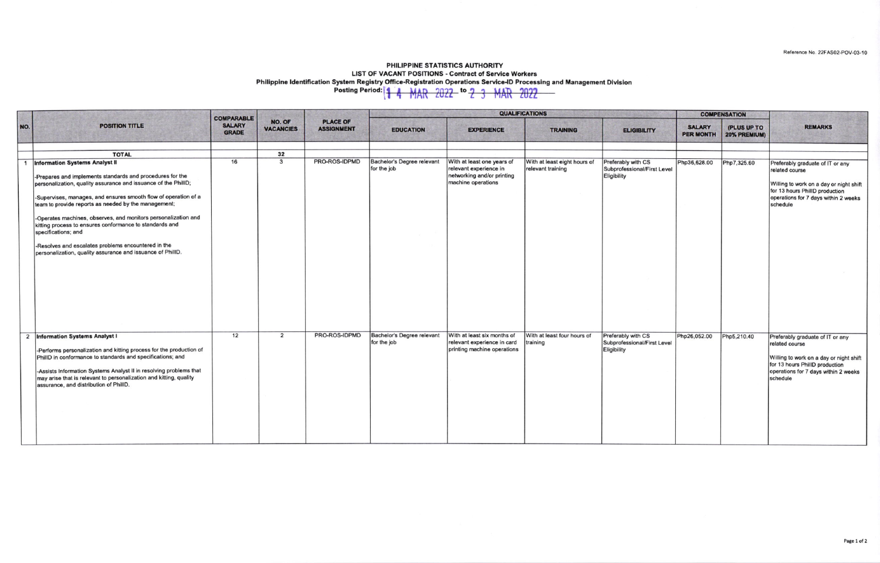Reference No. 22FAS02-POV-03-10

# PHILIPPINE STATISTICS AUTHORITY

## LIST OF VACANT POSITIONS - Contract of Service Workers

### Philippine Identification System Registry Office-Registration Operations Service-ID Processing and Management Division

**Posting Period:** 14 MAR 2022 to 23 MAR 2022

| NO. | POSITION TITLE | COMPARABLE SALARY GRADE | NO. OF VACANCIES | PLACE OF ASSIGNMENT | QUALIFICATIONS | | | | COMPENSATION | | REMARKS |
|---|---|---|---|---|---|---|---|---|---|---|---|
| | | | | | EDUCATION | EXPERIENCE | TRAINING | ELIGIBILITY | SALARY PER MONTH | (PLUS UP TO 20% PREMIUM) | |
| | TOTAL | | 32 | | | | | | | | |
| 1 | **Information Systems Analyst II**<br><br>-Prepares and implements standards and procedures for the personalization, quality assurance and issuance of the PhilID;<br><br>-Supervises, manages, and ensures smooth flow of operation of a team to provide reports as needed by the management;<br><br>-Operates machines, observes, and monitors personalization and kitting process to ensures conformance to standards and specifications; and<br><br>-Resolves and escalates problems encountered in the personalization, quality assurance and issuance of PhilID. | 16 | 3 | PRO-ROS-IDPMD | Bachelor's Degree relevant for the job | With at least one years of relevant experience in networking and/or printing machine operations | With at least eight hours of relevant training | Preferably with CS Subprofessional/First Level Eligibility | Php36,628.00 | Php7,325.60 | Preferably graduate of IT or any related course<br><br>Willing to work on a day or night shift for 13 hours PhilID production operations for 7 days within 2 weeks schedule |
| 2 | **Information Systems Analyst I**<br><br>-Performs personalization and kitting process for the production of PhilID in conformance to standards and specifications; and<br><br>-Assists Information Systems Analyst II in resolving problems that may arise that is relevant to personalization and kitting, quality assurance, and distribution of PhilID. | 12 | 2 | PRO-ROS-IDPMD | Bachelor's Degree relevant for the job | With at least six months of relevant experience in card printing machine operations | With at least four hours of training | Preferably with CS Subprofessional/First Level Eligibility | Php26,052.00 | Php5,210.40 | Preferably graduate of IT or any related course<br><br>Willing to work on a day or night shift for 13 hours PhilID production operations for 7 days within 2 weeks schedule |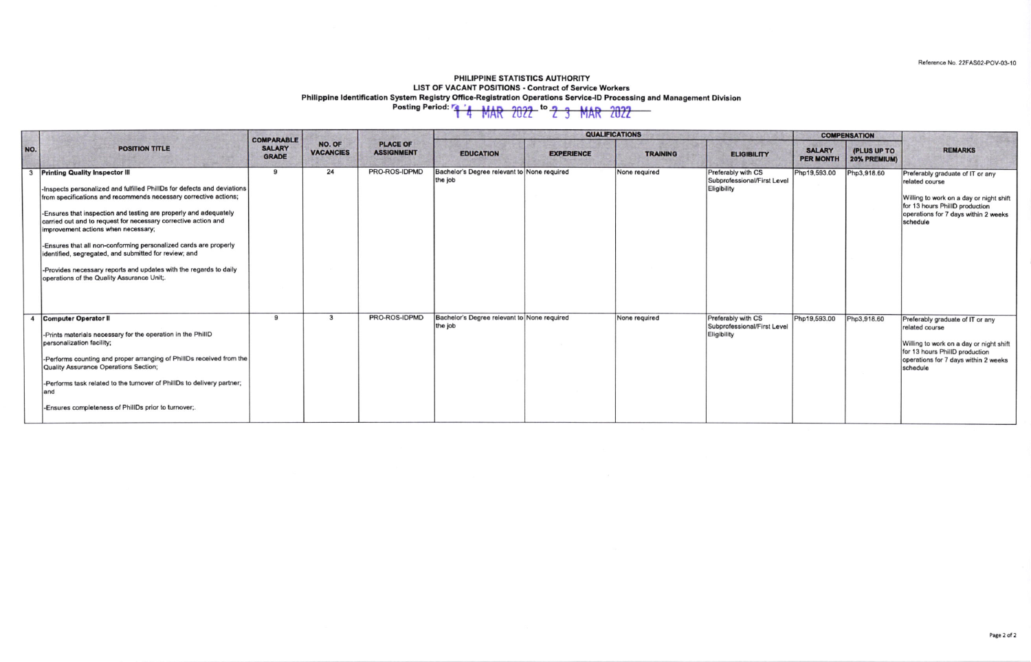Reference No. 22FAS02-POV-03-10

# PHILIPPINE STATISTICS AUTHORITY

## LIST OF VACANT POSITIONS - Contract of Service Workers

### Philippine Identification System Registry Office-Registration Operations Service-ID Processing and Management Division

**Posting Period: 14 MAR 2022 to 23 MAR 2022**

| NO. | POSITION TITLE | COMPARABLE SALARY GRADE | NO. OF VACANCIES | PLACE OF ASSIGNMENT | QUALIFICATIONS | | | | COMPENSATION | | REMARKS |
|---|---|---|---|---|---|---|---|---|---|---|---|
| | | | | | EDUCATION | EXPERIENCE | TRAINING | ELIGIBILITY | SALARY PER MONTH | (PLUS UP TO 20% PREMIUM) | |
| 3 | **Printing Quality Inspector III**<br><br>-Inspects personalized and fulfilled PhilIDs for defects and deviations from specifications and recommends necessary corrective actions;<br><br>-Ensures that inspection and testing are properly and adequately carried out and to request for necessary corrective action and improvement actions when necessary;<br><br>-Ensures that all non-conforming personalized cards are properly identified, segregated, and submitted for review; and<br><br>-Provides necessary reports and updates with the regards to daily operations of the Quality Assurance Unit;. | 9 | 24 | PRO-ROS-IDPMD | Bachelor's Degree relevant to the job | None required | None required | Preferably with CS Subprofessional/First Level Eligibility | Php19,593.00 | Php3,918.60 | Preferably graduate of IT or any related course<br><br>Willing to work on a day or night shift for 13 hours PhilID production operations for 7 days within 2 weeks schedule |
| 4 | **Computer Operator II**<br><br>-Prints materials necessary for the operation in the PhilID personalization facility;<br><br>-Performs counting and proper arranging of PhilIDs received from the Quality Assurance Operations Section;<br><br>-Performs task related to the turnover of PhilIDs to delivery partner; and<br><br>-Ensures completeness of PhilIDs prior to turnover;. | 9 | 3 | PRO-ROS-IDPMD | Bachelor's Degree relevant to the job | None required | None required | Preferably with CS Subprofessional/First Level Eligibility | Php19,593.00 | Php3,918.60 | Preferably graduate of IT or any related course<br><br>Willing to work on a day or night shift for 13 hours PhilID production operations for 7 days within 2 weeks schedule |